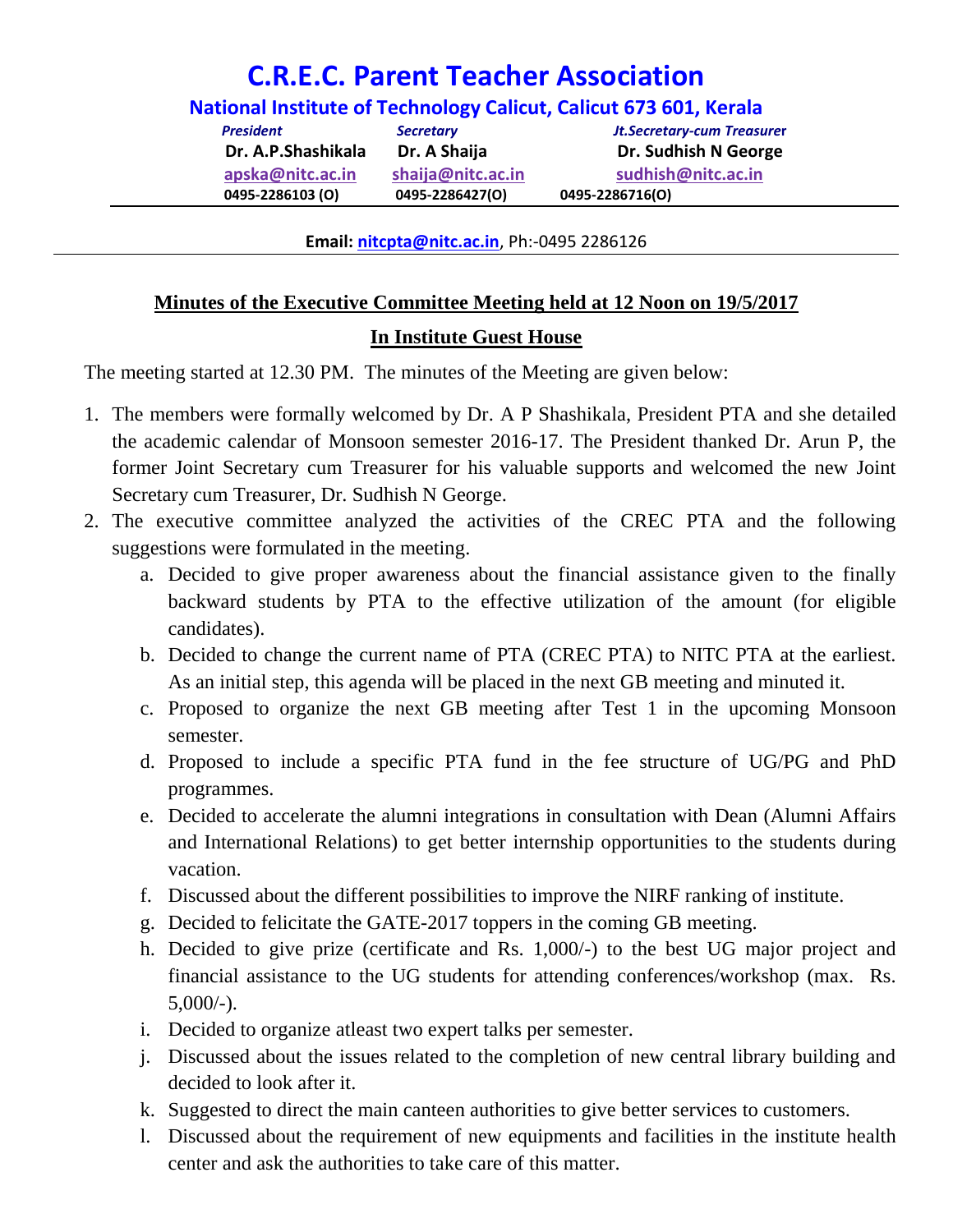# C.R.E.C. Parent Teacher Association

## National Institute of Technology Calicut, Calicut 673 601, Kerala

| *President* | *Secretary* | *Jt.Secretary-cum Treasurer* |
|---|---|---|
| **Dr. A.P.Shashikala** | **Dr. A Shaija** | **Dr. Sudhish N George** |
| apska@nitc.ac.in | shaija@nitc.ac.in | sudhish@nitc.ac.in |
| 0495-2286103 (O) | 0495-2286427(O) | 0495-2286716(O) |

**Email:** nitcpta@nitc.ac.in, Ph:-0495 2286126

**Minutes of the Executive Committee Meeting held at 12 Noon on 19/5/2017**

**In Institute Guest House**

The meeting started at 12.30 PM. The minutes of the Meeting are given below:

1. The members were formally welcomed by Dr. A P Shashikala, President PTA and she detailed the academic calendar of Monsoon semester 2016-17. The President thanked Dr. Arun P, the former Joint Secretary cum Treasurer for his valuable supports and welcomed the new Joint Secretary cum Treasurer, Dr. Sudhish N George.
2. The executive committee analyzed the activities of the CREC PTA and the following suggestions were formulated in the meeting.
   a. Decided to give proper awareness about the financial assistance given to the finally backward students by PTA to the effective utilization of the amount (for eligible candidates).
   b. Decided to change the current name of PTA (CREC PTA) to NITC PTA at the earliest. As an initial step, this agenda will be placed in the next GB meeting and minuted it.
   c. Proposed to organize the next GB meeting after Test 1 in the upcoming Monsoon semester.
   d. Proposed to include a specific PTA fund in the fee structure of UG/PG and PhD programmes.
   e. Decided to accelerate the alumni integrations in consultation with Dean (Alumni Affairs and International Relations) to get better internship opportunities to the students during vacation.
   f. Discussed about the different possibilities to improve the NIRF ranking of institute.
   g. Decided to felicitate the GATE-2017 toppers in the coming GB meeting.
   h. Decided to give prize (certificate and Rs. 1,000/-) to the best UG major project and financial assistance to the UG students for attending conferences/workshop (max. Rs. 5,000/-).
   i. Decided to organize atleast two expert talks per semester.
   j. Discussed about the issues related to the completion of new central library building and decided to look after it.
   k. Suggested to direct the main canteen authorities to give better services to customers.
   l. Discussed about the requirement of new equipments and facilities in the institute health center and ask the authorities to take care of this matter.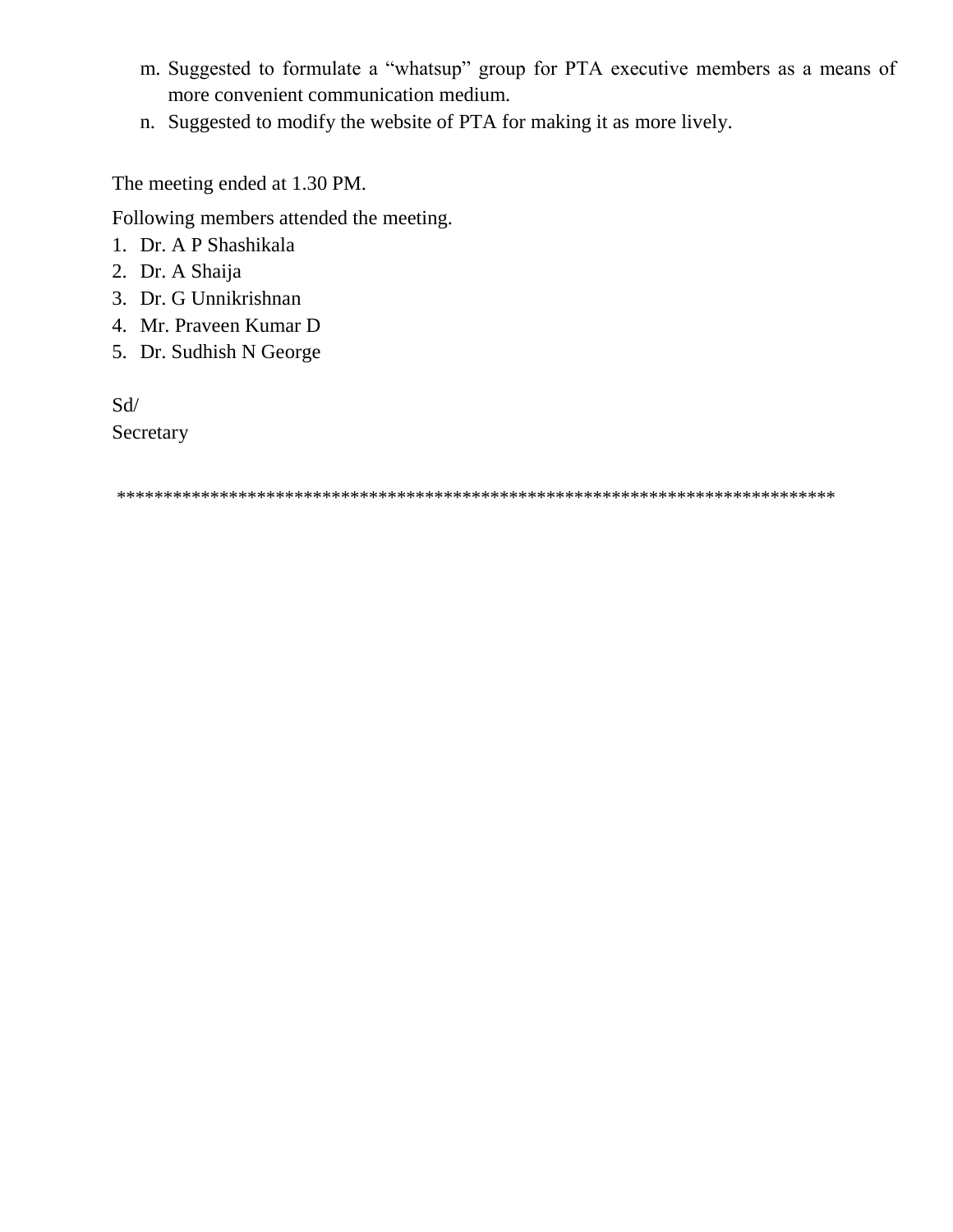m. Suggested to formulate a “whatsup” group for PTA executive members as a means of more convenient communication medium.
n. Suggested to modify the website of PTA for making it as more lively.

The meeting ended at 1.30 PM.

Following members attended the meeting.

1. Dr. A P Shashikala
2. Dr. A Shaija
3. Dr. G Unnikrishnan
4. Mr. Praveen Kumar D
5. Dr. Sudhish N George

Sd/
Secretary

*****************************************************************************